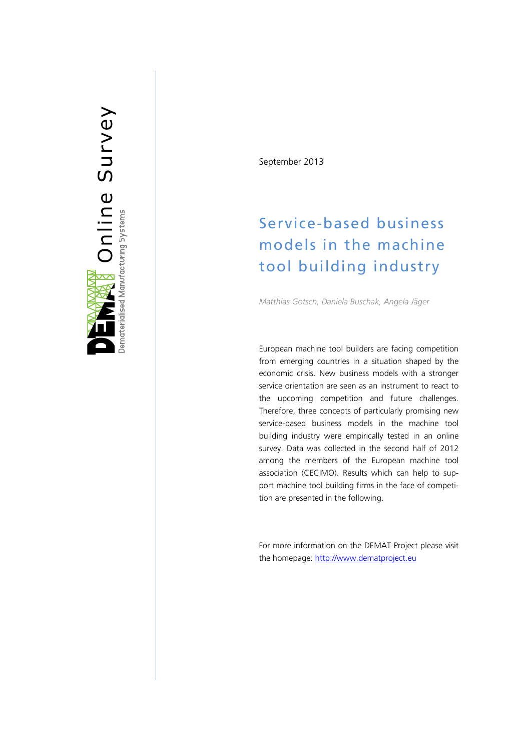Online Survey

DEMAT Dematerialised Manufacturing Systems

September 2013

# Service-based business models in the machine tool building industry

*Matthias Gotsch, Daniela Buschak, Angela Jäger*

European machine tool builders are facing competition from emerging countries in a situation shaped by the economic crisis. New business models with a stronger service orientation are seen as an instrument to react to the upcoming competition and future challenges. Therefore, three concepts of particularly promising new service-based business models in the machine tool building industry were empirically tested in an online survey. Data was collected in the second half of 2012 among the members of the European machine tool association (CECIMO). Results which can help to support machine tool building firms in the face of competition are presented in the following.

For more information on the DEMAT Project please visit the homepage: [http://www.dematproject.eu](http://www.dematproject.eu)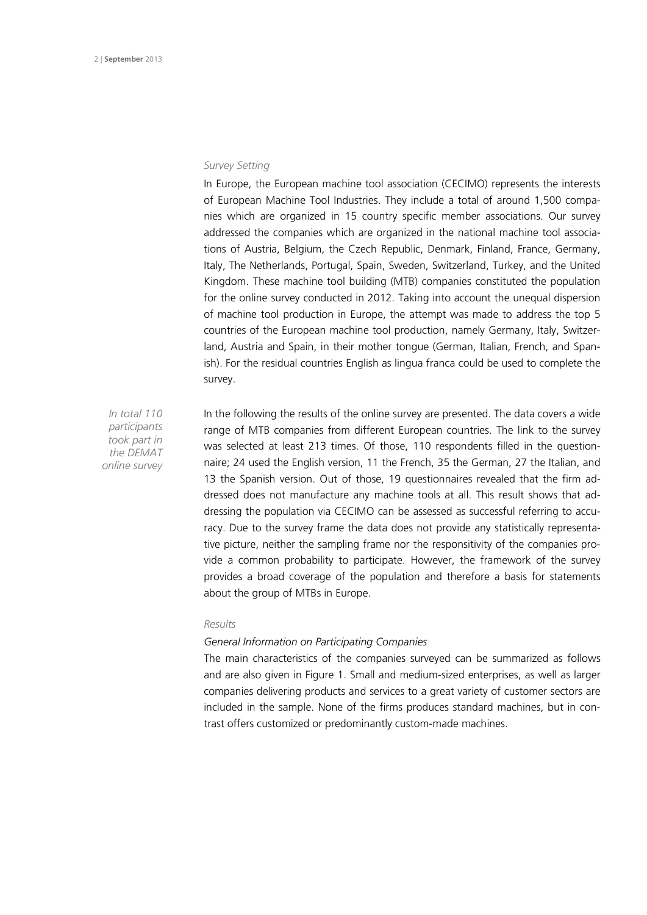*Survey Setting*

In Europe, the European machine tool association (CECIMO) represents the interests of European Machine Tool Industries. They include a total of around 1,500 companies which are organized in 15 country specific member associations. Our survey addressed the companies which are organized in the national machine tool associations of Austria, Belgium, the Czech Republic, Denmark, Finland, France, Germany, Italy, The Netherlands, Portugal, Spain, Sweden, Switzerland, Turkey, and the United Kingdom. These machine tool building (MTB) companies constituted the population for the online survey conducted in 2012. Taking into account the unequal dispersion of machine tool production in Europe, the attempt was made to address the top 5 countries of the European machine tool production, namely Germany, Italy, Switzerland, Austria and Spain, in their mother tongue (German, Italian, French, and Spanish). For the residual countries English as lingua franca could be used to complete the survey.

*In total 110 participants took part in the DEMAT online survey*

In the following the results of the online survey are presented. The data covers a wide range of MTB companies from different European countries. The link to the survey was selected at least 213 times. Of those, 110 respondents filled in the questionnaire; 24 used the English version, 11 the French, 35 the German, 27 the Italian, and 13 the Spanish version. Out of those, 19 questionnaires revealed that the firm addressed does not manufacture any machine tools at all. This result shows that addressing the population via CECIMO can be assessed as successful referring to accuracy. Due to the survey frame the data does not provide any statistically representative picture, neither the sampling frame nor the responsitivity of the companies provide a common probability to participate. However, the framework of the survey provides a broad coverage of the population and therefore a basis for statements about the group of MTBs in Europe.

*Results*

*General Information on Participating Companies*

The main characteristics of the companies surveyed can be summarized as follows and are also given in Figure 1. Small and medium-sized enterprises, as well as larger companies delivering products and services to a great variety of customer sectors are included in the sample. None of the firms produces standard machines, but in contrast offers customized or predominantly custom-made machines.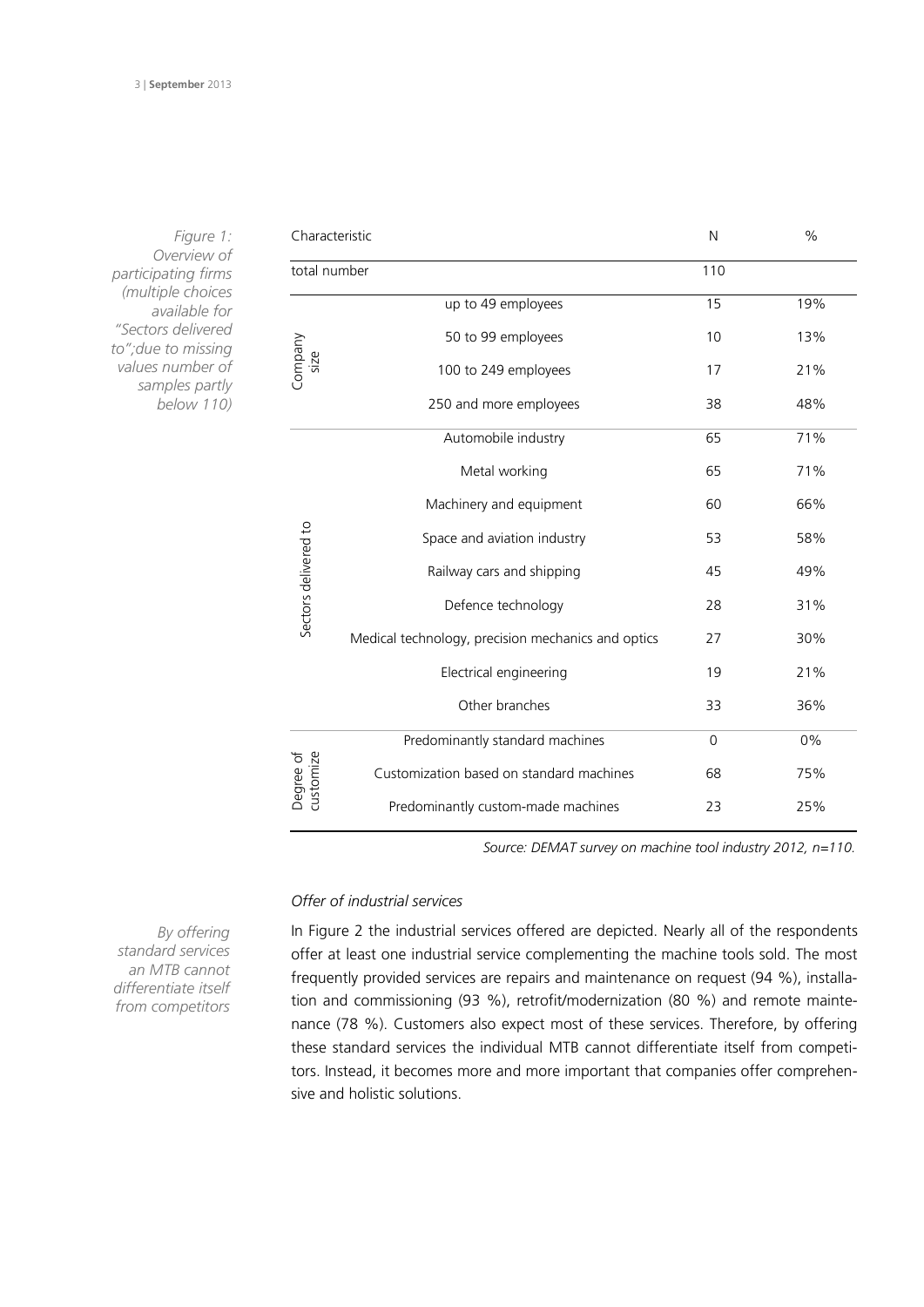*Figure 1: Overview of participating firms (multiple choices available for "Sectors delivered to";due to missing values number of samples partly below 110)*

| Characteristic | | N | % |
|---|---|---|---|
| total number | | 110 | |
| Company size | up to 49 employees | 15 | 19% |
| | 50 to 99 employees | 10 | 13% |
| | 100 to 249 employees | 17 | 21% |
| | 250 and more employees | 38 | 48% |
| Sectors delivered to | Automobile industry | 65 | 71% |
| | Metal working | 65 | 71% |
| | Machinery and equipment | 60 | 66% |
| | Space and aviation industry | 53 | 58% |
| | Railway cars and shipping | 45 | 49% |
| | Defence technology | 28 | 31% |
| | Medical technology, precision mechanics and optics | 27 | 30% |
| | Electrical engineering | 19 | 21% |
| | Other branches | 33 | 36% |
| Degree of customize | Predominantly standard machines | 0 | 0% |
| | Customization based on standard machines | 68 | 75% |
| | Predominantly custom-made machines | 23 | 25% |

*Source: DEMAT survey on machine tool industry 2012, n=110.*

### *Offer of industrial services*

*By offering standard services an MTB cannot differentiate itself from competitors*

In Figure 2 the industrial services offered are depicted. Nearly all of the respondents offer at least one industrial service complementing the machine tools sold. The most frequently provided services are repairs and maintenance on request (94 %), installation and commissioning (93 %), retrofit/modernization (80 %) and remote maintenance (78 %). Customers also expect most of these services. Therefore, by offering these standard services the individual MTB cannot differentiate itself from competitors. Instead, it becomes more and more important that companies offer comprehensive and holistic solutions.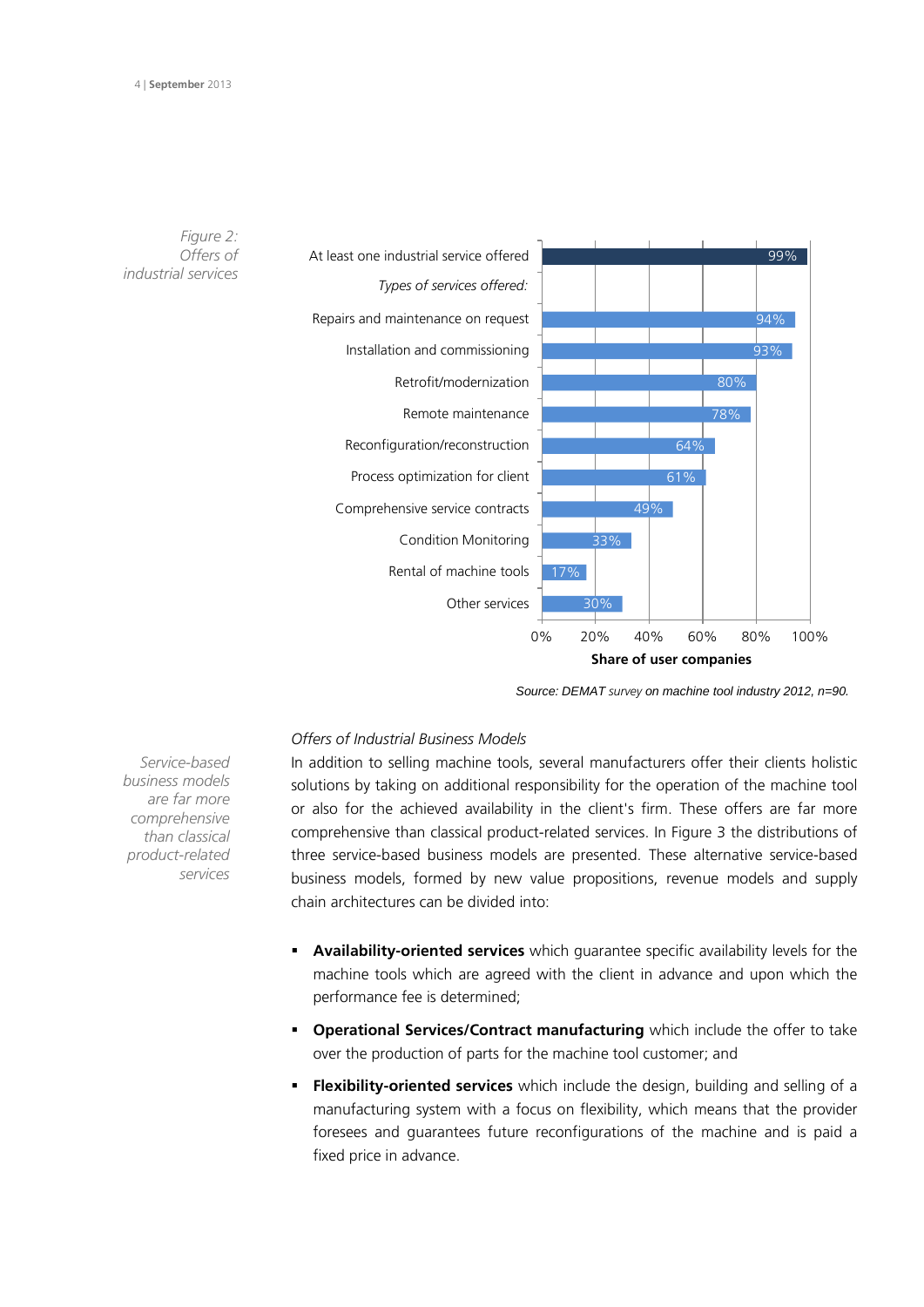*Figure 2: Offers of industrial services*

| | Share of user companies |
|---|---|
| At least one industrial service offered | 99% |
| *Types of services offered:* | |
| Repairs and maintenance on request | 94% |
| Installation and commissioning | 93% |
| Retrofit/modernization | 80% |
| Remote maintenance | 78% |
| Reconfiguration/reconstruction | 64% |
| Process optimization for client | 61% |
| Comprehensive service contracts | 49% |
| Condition Monitoring | 33% |
| Rental of machine tools | 17% |
| Other services | 30% |

*Source: DEMAT survey on machine tool industry 2012, n=90.*

### *Offers of Industrial Business Models*

*Service-based business models are far more comprehensive than classical product-related services*

In addition to selling machine tools, several manufacturers offer their clients holistic solutions by taking on additional responsibility for the operation of the machine tool or also for the achieved availability in the client's firm. These offers are far more comprehensive than classical product-related services. In Figure 3 the distributions of three service-based business models are presented. These alternative service-based business models, formed by new value propositions, revenue models and supply chain architectures can be divided into:

- **Availability-oriented services** which guarantee specific availability levels for the machine tools which are agreed with the client in advance and upon which the performance fee is determined;
- **Operational Services/Contract manufacturing** which include the offer to take over the production of parts for the machine tool customer; and
- **Flexibility-oriented services** which include the design, building and selling of a manufacturing system with a focus on flexibility, which means that the provider foresees and guarantees future reconfigurations of the machine and is paid a fixed price in advance.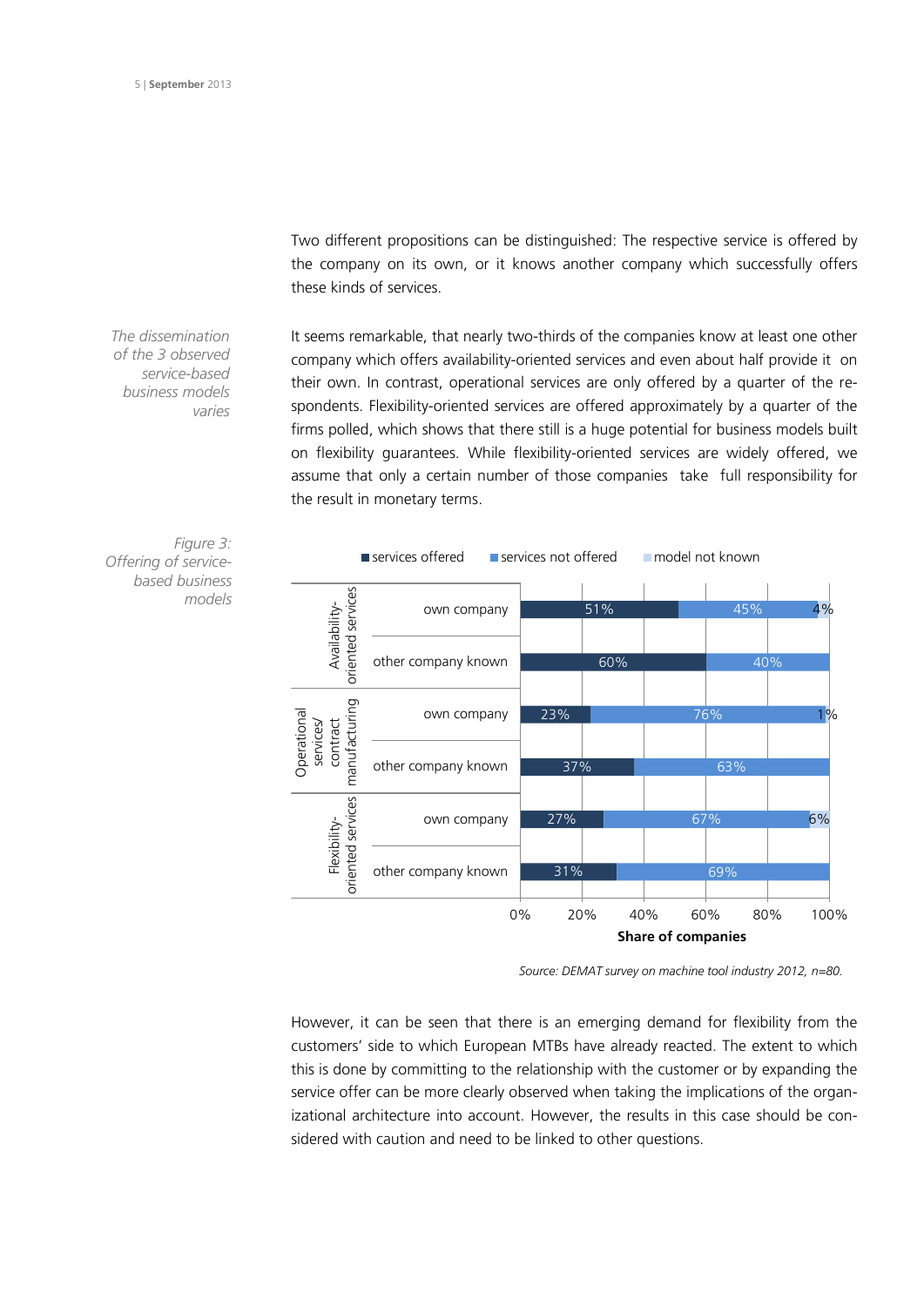Two different propositions can be distinguished: The respective service is offered by the company on its own, or it knows another company which successfully offers these kinds of services.

*The dissemination of the 3 observed service-based business models varies*

It seems remarkable, that nearly two-thirds of the companies know at least one other company which offers availability-oriented services and even about half provide it on their own. In contrast, operational services are only offered by a quarter of the respondents. Flexibility-oriented services are offered approximately by a quarter of the firms polled, which shows that there still is a huge potential for business models built on flexibility guarantees. While flexibility-oriented services are widely offered, we assume that only a certain number of those companies take full responsibility for the result in monetary terms.

*Figure 3: Offering of service-based business models*

| Service type | Respondent | services offered | services not offered | model not known |
|---|---|---|---|---|
| Availability-oriented services | own company | 51% | 45% | 4% |
| | other company known | 60% | 40% | |
| Operational services/ contract manufacturing | own company | 23% | 76% | 1% |
| | other company known | 37% | 63% | |
| Flexibility-oriented services | own company | 27% | 67% | 6% |
| | other company known | 31% | 69% | |

Share of companies

*Source: DEMAT survey on machine tool industry 2012, n=80.*

However, it can be seen that there is an emerging demand for flexibility from the customers' side to which European MTBs have already reacted. The extent to which this is done by committing to the relationship with the customer or by expanding the service offer can be more clearly observed when taking the implications of the organizational architecture into account. However, the results in this case should be considered with caution and need to be linked to other questions.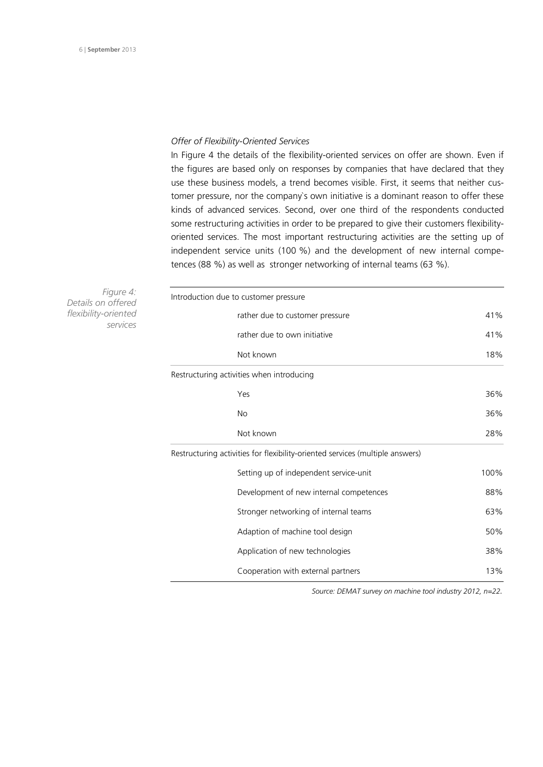*Offer of Flexibility-Oriented Services*

In Figure 4 the details of the flexibility-oriented services on offer are shown. Even if the figures are based only on responses by companies that have declared that they use these business models, a trend becomes visible. First, it seems that neither customer pressure, nor the company`s own initiative is a dominant reason to offer these kinds of advanced services. Second, over one third of the respondents conducted some restructuring activities in order to be prepared to give their customers flexibility-oriented services. The most important restructuring activities are the setting up of independent service units (100 %) and the development of new internal competences (88 %) as well as stronger networking of internal teams (63 %).

*Figure 4: Details on offered flexibility-oriented services*

| Introduction due to customer pressure | |
|---|---|
| rather due to customer pressure | 41% |
| rather due to own initiative | 41% |
| Not known | 18% |
| **Restructuring activities when introducing** | |
| Yes | 36% |
| No | 36% |
| Not known | 28% |
| **Restructuring activities for flexibility-oriented services (multiple answers)** | |
| Setting up of independent service-unit | 100% |
| Development of new internal competences | 88% |
| Stronger networking of internal teams | 63% |
| Adaption of machine tool design | 50% |
| Application of new technologies | 38% |
| Cooperation with external partners | 13% |

*Source: DEMAT survey on machine tool industry 2012, n=22.*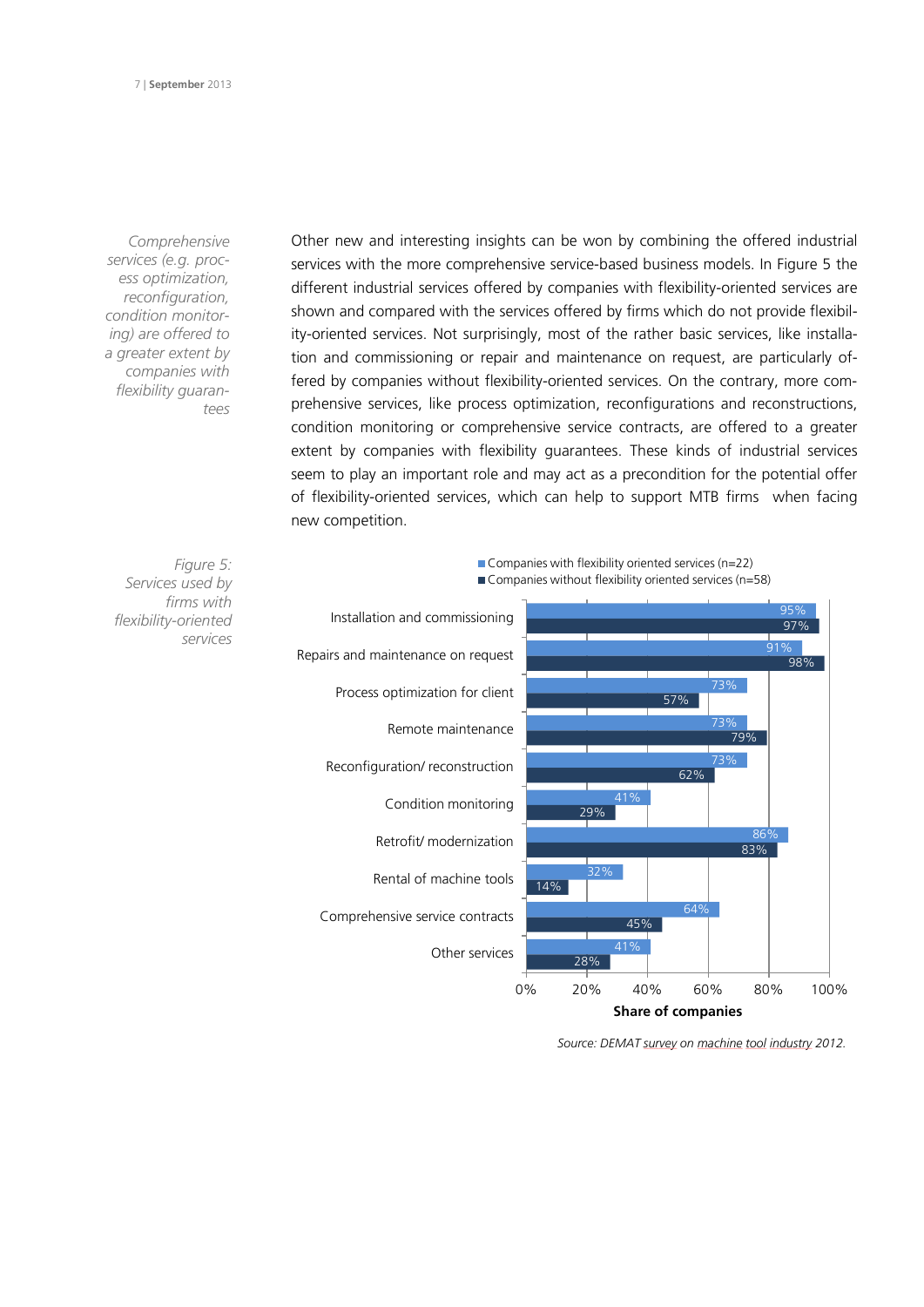*Comprehensive services (e.g. process optimization, reconfiguration, condition monitoring) are offered to a greater extent by companies with flexibility guarantees*

Other new and interesting insights can be won by combining the offered industrial services with the more comprehensive service-based business models. In Figure 5 the different industrial services offered by companies with flexibility-oriented services are shown and compared with the services offered by firms which do not provide flexibility-oriented services. Not surprisingly, most of the rather basic services, like installation and commissioning or repair and maintenance on request, are particularly offered by companies without flexibility-oriented services. On the contrary, more comprehensive services, like process optimization, reconfigurations and reconstructions, condition monitoring or comprehensive service contracts, are offered to a greater extent by companies with flexibility guarantees. These kinds of industrial services seem to play an important role and may act as a precondition for the potential offer of flexibility-oriented services, which can help to support MTB firms when facing new competition.

*Figure 5: Services used by firms with flexibility-oriented services*

| Service | Companies with flexibility oriented services (n=22) | Companies without flexibility oriented services (n=58) |
|---|---|---|
| Installation and commissioning | 95% | 97% |
| Repairs and maintenance on request | 91% | 98% |
| Process optimization for client | 73% | 57% |
| Remote maintenance | 73% | 79% |
| Reconfiguration/ reconstruction | 73% | 62% |
| Condition monitoring | 41% | 29% |
| Retrofit/ modernization | 86% | 83% |
| Rental of machine tools | 32% | 14% |
| Comprehensive service contracts | 64% | 45% |
| Other services | 41% | 28% |

Share of companies

*Source: DEMAT survey on machine tool industry 2012.*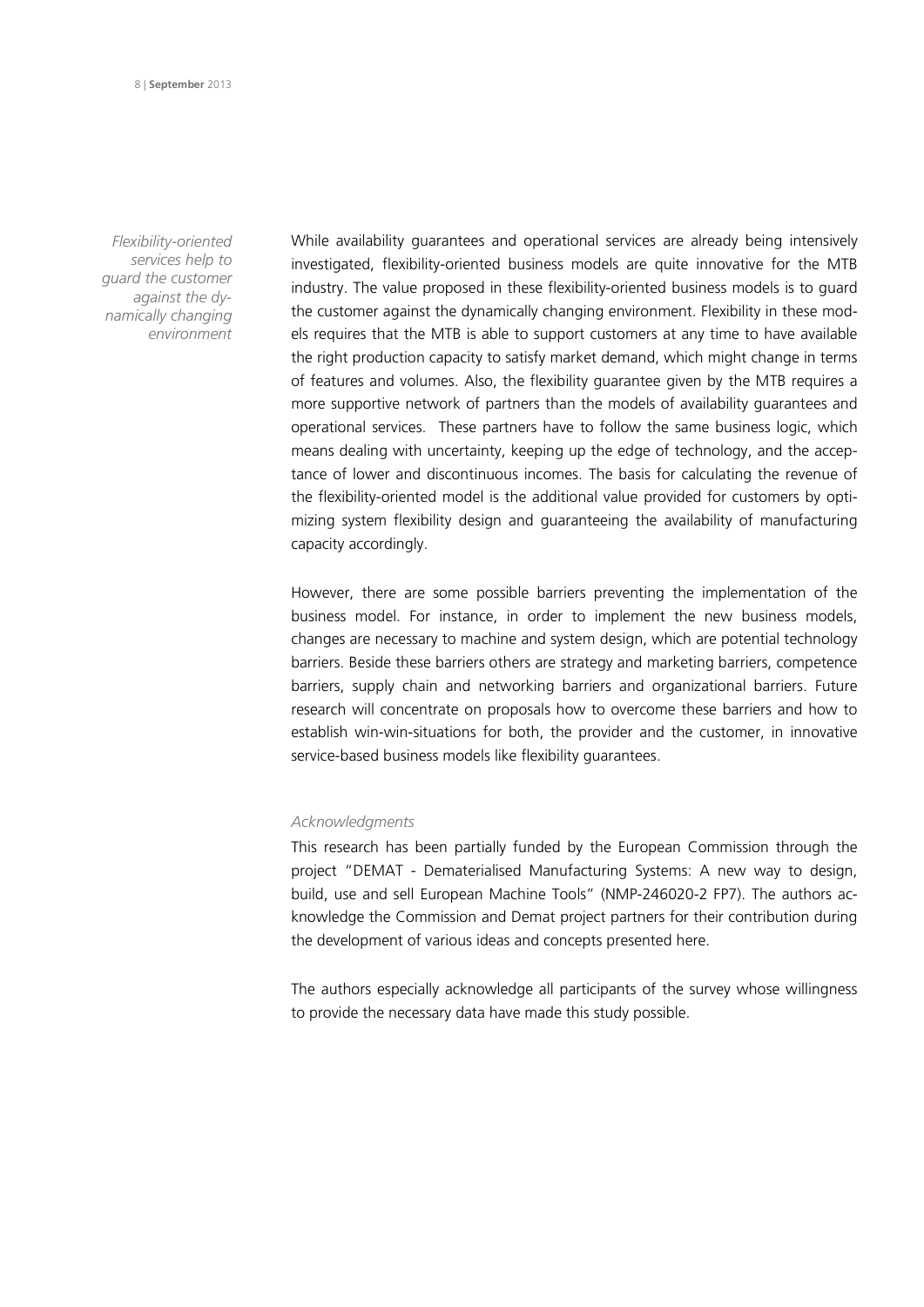*Flexibility-oriented services help to guard the customer against the dynamically changing environment*

While availability guarantees and operational services are already being intensively investigated, flexibility-oriented business models are quite innovative for the MTB industry. The value proposed in these flexibility-oriented business models is to guard the customer against the dynamically changing environment. Flexibility in these models requires that the MTB is able to support customers at any time to have available the right production capacity to satisfy market demand, which might change in terms of features and volumes. Also, the flexibility guarantee given by the MTB requires a more supportive network of partners than the models of availability guarantees and operational services. These partners have to follow the same business logic, which means dealing with uncertainty, keeping up the edge of technology, and the acceptance of lower and discontinuous incomes. The basis for calculating the revenue of the flexibility-oriented model is the additional value provided for customers by optimizing system flexibility design and guaranteeing the availability of manufacturing capacity accordingly.

However, there are some possible barriers preventing the implementation of the business model. For instance, in order to implement the new business models, changes are necessary to machine and system design, which are potential technology barriers. Beside these barriers others are strategy and marketing barriers, competence barriers, supply chain and networking barriers and organizational barriers. Future research will concentrate on proposals how to overcome these barriers and how to establish win-win-situations for both, the provider and the customer, in innovative service-based business models like flexibility guarantees.

*Acknowledgments*

This research has been partially funded by the European Commission through the project "DEMAT - Dematerialised Manufacturing Systems: A new way to design, build, use and sell European Machine Tools" (NMP-246020-2 FP7). The authors acknowledge the Commission and Demat project partners for their contribution during the development of various ideas and concepts presented here.

The authors especially acknowledge all participants of the survey whose willingness to provide the necessary data have made this study possible.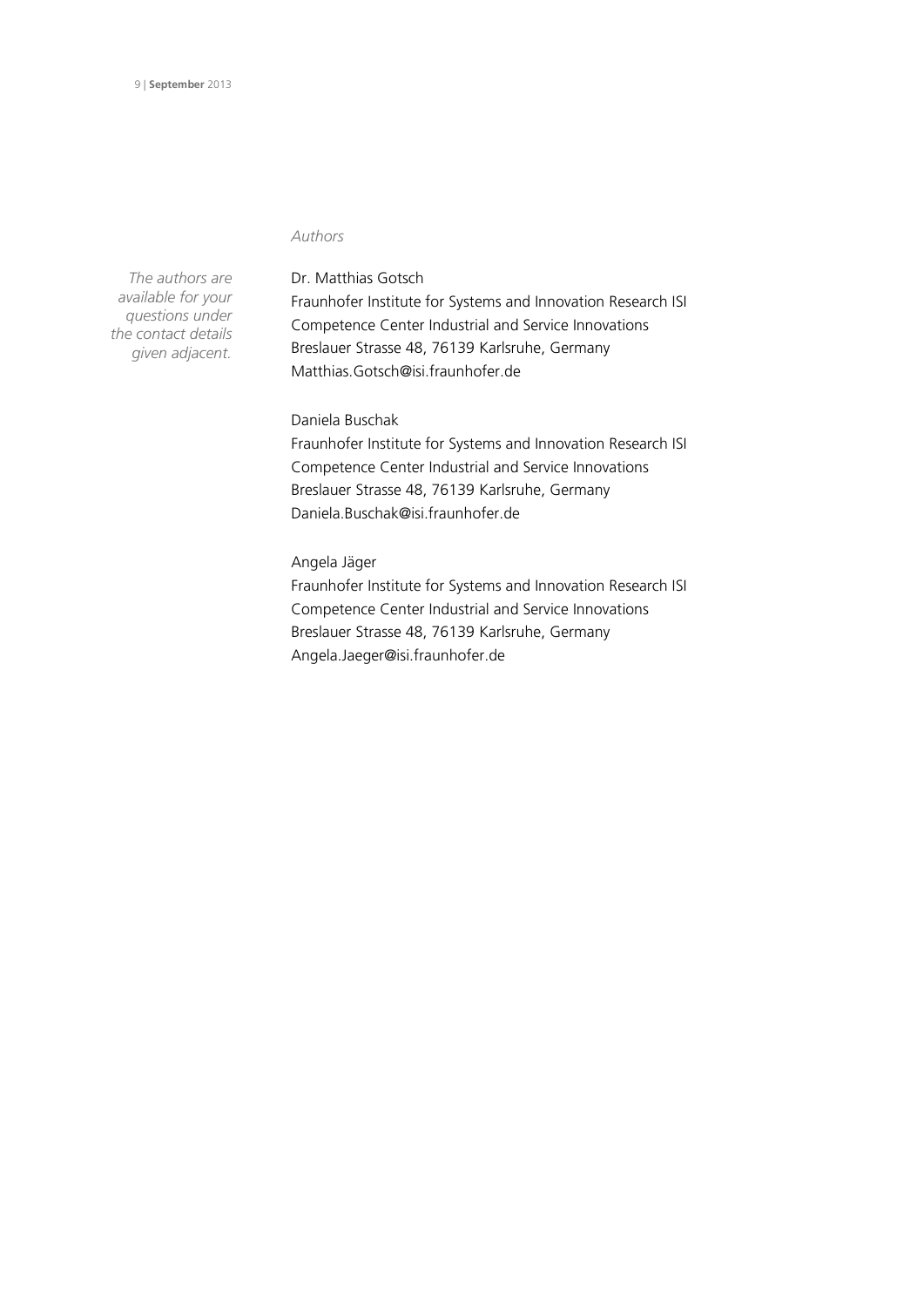*Authors*

*The authors are available for your questions under the contact details given adjacent.*

Dr. Matthias Gotsch
Fraunhofer Institute for Systems and Innovation Research ISI
Competence Center Industrial and Service Innovations
Breslauer Strasse 48, 76139 Karlsruhe, Germany
Matthias.Gotsch@isi.fraunhofer.de

Daniela Buschak
Fraunhofer Institute for Systems and Innovation Research ISI
Competence Center Industrial and Service Innovations
Breslauer Strasse 48, 76139 Karlsruhe, Germany
Daniela.Buschak@isi.fraunhofer.de

Angela Jäger
Fraunhofer Institute for Systems and Innovation Research ISI
Competence Center Industrial and Service Innovations
Breslauer Strasse 48, 76139 Karlsruhe, Germany
Angela.Jaeger@isi.fraunhofer.de